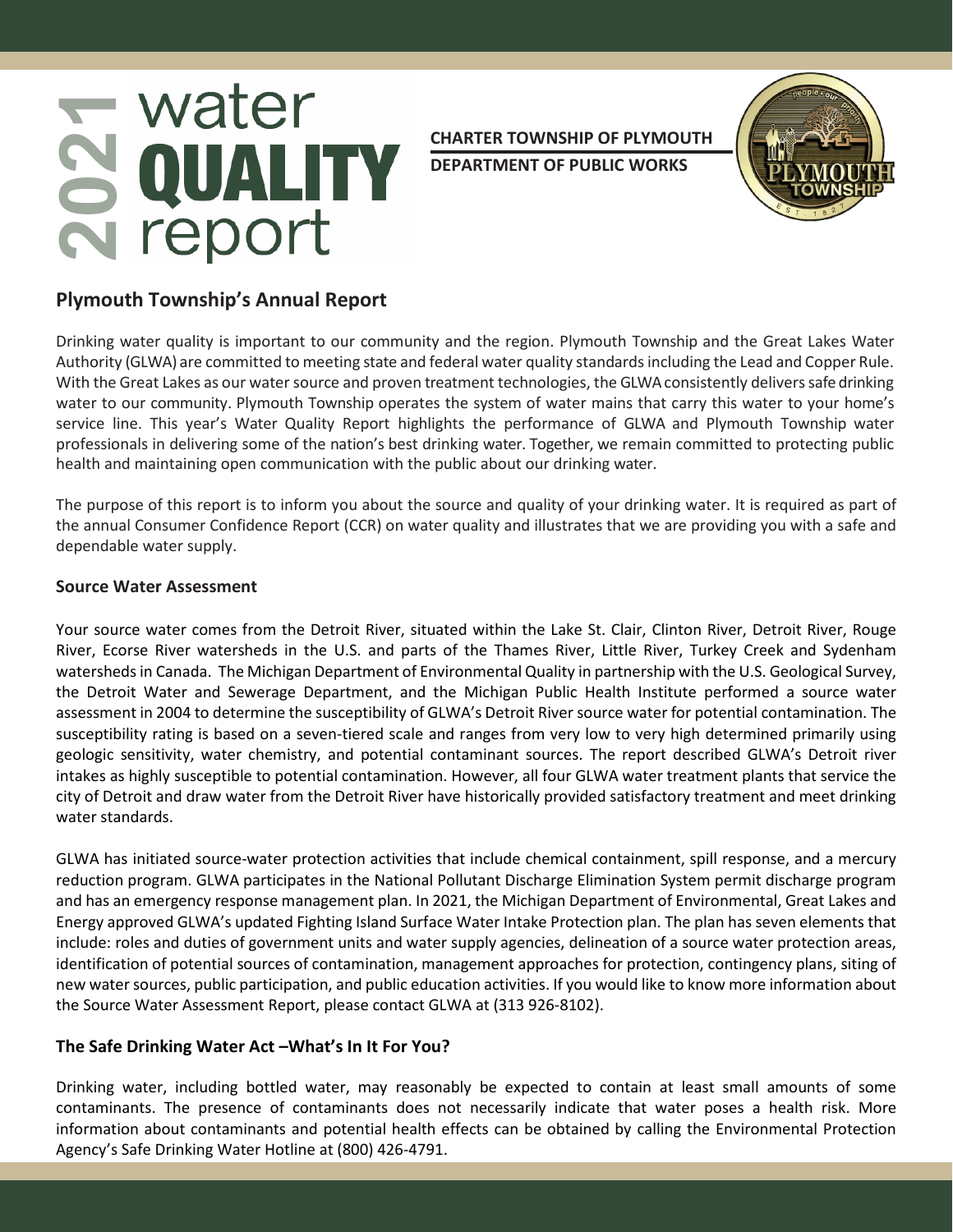# 2021 water QUALITY report

**CHARTER TOWNSHIP OF PLYMOUTH**
**DEPARTMENT OF PUBLIC WORKS**

## Plymouth Township's Annual Report

Drinking water quality is important to our community and the region. Plymouth Township and the Great Lakes Water Authority (GLWA) are committed to meeting state and federal water quality standards including the Lead and Copper Rule. With the Great Lakes as our water source and proven treatment technologies, the GLWA consistently delivers safe drinking water to our community. Plymouth Township operates the system of water mains that carry this water to your home's service line. This year's Water Quality Report highlights the performance of GLWA and Plymouth Township water professionals in delivering some of the nation's best drinking water. Together, we remain committed to protecting public health and maintaining open communication with the public about our drinking water.

The purpose of this report is to inform you about the source and quality of your drinking water. It is required as part of the annual Consumer Confidence Report (CCR) on water quality and illustrates that we are providing you with a safe and dependable water supply.

### Source Water Assessment

Your source water comes from the Detroit River, situated within the Lake St. Clair, Clinton River, Detroit River, Rouge River, Ecorse River watersheds in the U.S. and parts of the Thames River, Little River, Turkey Creek and Sydenham watersheds in Canada. The Michigan Department of Environmental Quality in partnership with the U.S. Geological Survey, the Detroit Water and Sewerage Department, and the Michigan Public Health Institute performed a source water assessment in 2004 to determine the susceptibility of GLWA's Detroit River source water for potential contamination. The susceptibility rating is based on a seven-tiered scale and ranges from very low to very high determined primarily using geologic sensitivity, water chemistry, and potential contaminant sources. The report described GLWA's Detroit river intakes as highly susceptible to potential contamination. However, all four GLWA water treatment plants that service the city of Detroit and draw water from the Detroit River have historically provided satisfactory treatment and meet drinking water standards.

GLWA has initiated source-water protection activities that include chemical containment, spill response, and a mercury reduction program. GLWA participates in the National Pollutant Discharge Elimination System permit discharge program and has an emergency response management plan. In 2021, the Michigan Department of Environmental, Great Lakes and Energy approved GLWA's updated Fighting Island Surface Water Intake Protection plan. The plan has seven elements that include: roles and duties of government units and water supply agencies, delineation of a source water protection areas, identification of potential sources of contamination, management approaches for protection, contingency plans, siting of new water sources, public participation, and public education activities. If you would like to know more information about the Source Water Assessment Report, please contact GLWA at (313 926-8102).

## The Safe Drinking Water Act –What's In It For You?

Drinking water, including bottled water, may reasonably be expected to contain at least small amounts of some contaminants. The presence of contaminants does not necessarily indicate that water poses a health risk. More information about contaminants and potential health effects can be obtained by calling the Environmental Protection Agency's Safe Drinking Water Hotline at (800) 426-4791.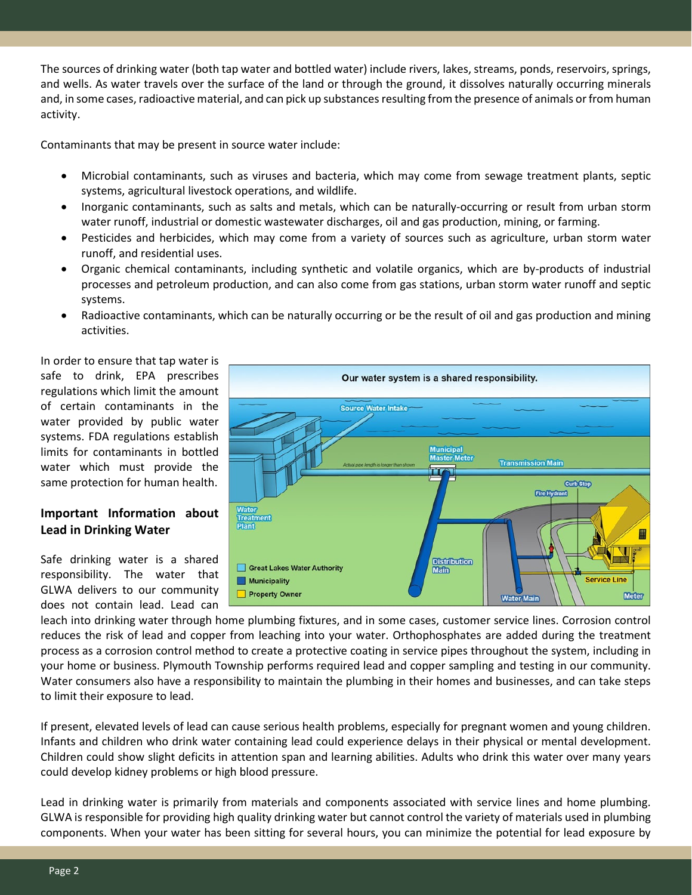The sources of drinking water (both tap water and bottled water) include rivers, lakes, streams, ponds, reservoirs, springs, and wells. As water travels over the surface of the land or through the ground, it dissolves naturally occurring minerals and, in some cases, radioactive material, and can pick up substances resulting from the presence of animals or from human activity.

Contaminants that may be present in source water include:

- Microbial contaminants, such as viruses and bacteria, which may come from sewage treatment plants, septic systems, agricultural livestock operations, and wildlife.
- Inorganic contaminants, such as salts and metals, which can be naturally-occurring or result from urban storm water runoff, industrial or domestic wastewater discharges, oil and gas production, mining, or farming.
- Pesticides and herbicides, which may come from a variety of sources such as agriculture, urban storm water runoff, and residential uses.
- Organic chemical contaminants, including synthetic and volatile organics, which are by-products of industrial processes and petroleum production, and can also come from gas stations, urban storm water runoff and septic systems.
- Radioactive contaminants, which can be naturally occurring or be the result of oil and gas production and mining activities.

In order to ensure that tap water is safe to drink, EPA prescribes regulations which limit the amount of certain contaminants in the water provided by public water systems. FDA regulations establish limits for contaminants in bottled water which must provide the same protection for human health.

Our water system is a shared responsibility.

Source Water Intake

Municipal Master Meter

Actual pipe length is longer than shown

Transmission Main

Curb Stop

Fire Hydrant

Water Treatment Plant

Distribution Main

Great Lakes Water Authority

Municipality

Property Owner

Service Line

Water Main

Meter

## Important Information about Lead in Drinking Water

Safe drinking water is a shared responsibility. The water that GLWA delivers to our community does not contain lead. Lead can leach into drinking water through home plumbing fixtures, and in some cases, customer service lines. Corrosion control reduces the risk of lead and copper from leaching into your water. Orthophosphates are added during the treatment process as a corrosion control method to create a protective coating in service pipes throughout the system, including in your home or business. Plymouth Township performs required lead and copper sampling and testing in our community. Water consumers also have a responsibility to maintain the plumbing in their homes and businesses, and can take steps to limit their exposure to lead.

If present, elevated levels of lead can cause serious health problems, especially for pregnant women and young children. Infants and children who drink water containing lead could experience delays in their physical or mental development. Children could show slight deficits in attention span and learning abilities. Adults who drink this water over many years could develop kidney problems or high blood pressure.

Lead in drinking water is primarily from materials and components associated with service lines and home plumbing. GLWA is responsible for providing high quality drinking water but cannot control the variety of materials used in plumbing components. When your water has been sitting for several hours, you can minimize the potential for lead exposure by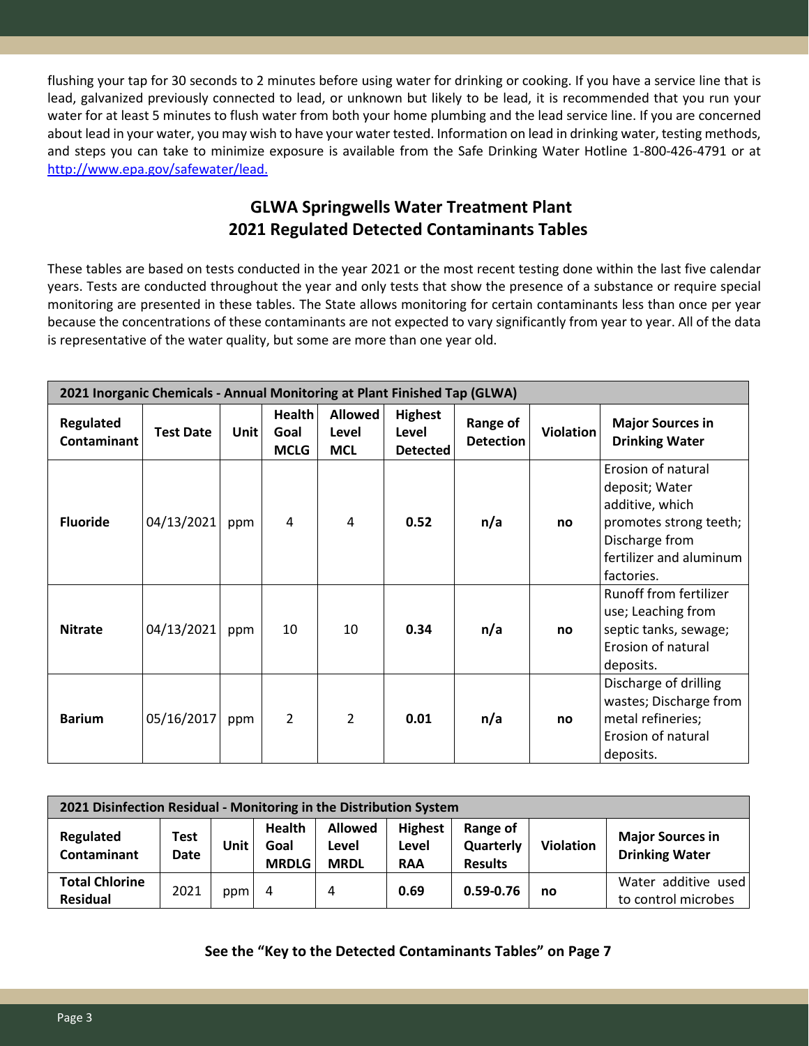flushing your tap for 30 seconds to 2 minutes before using water for drinking or cooking. If you have a service line that is lead, galvanized previously connected to lead, or unknown but likely to be lead, it is recommended that you run your water for at least 5 minutes to flush water from both your home plumbing and the lead service line. If you are concerned about lead in your water, you may wish to have your water tested. Information on lead in drinking water, testing methods, and steps you can take to minimize exposure is available from the Safe Drinking Water Hotline 1-800-426-4791 or at http://www.epa.gov/safewater/lead.

## GLWA Springwells Water Treatment Plant
## 2021 Regulated Detected Contaminants Tables

These tables are based on tests conducted in the year 2021 or the most recent testing done within the last five calendar years. Tests are conducted throughout the year and only tests that show the presence of a substance or require special monitoring are presented in these tables. The State allows monitoring for certain contaminants less than once per year because the concentrations of these contaminants are not expected to vary significantly from year to year. All of the data is representative of the water quality, but some are more than one year old.

**2021 Inorganic Chemicals - Annual Monitoring at Plant Finished Tap (GLWA)**

| Regulated Contaminant | Test Date | Unit | Health Goal MCLG | Allowed Level MCL | Highest Level Detected | Range of Detection | Violation | Major Sources in Drinking Water |
|---|---|---|---|---|---|---|---|---|
| **Fluoride** | 04/13/2021 | ppm | 4 | 4 | **0.52** | **n/a** | **no** | Erosion of natural deposit; Water additive, which promotes strong teeth; Discharge from fertilizer and aluminum factories. |
| **Nitrate** | 04/13/2021 | ppm | 10 | 10 | **0.34** | **n/a** | **no** | Runoff from fertilizer use; Leaching from septic tanks, sewage; Erosion of natural deposits. |
| **Barium** | 05/16/2017 | ppm | 2 | 2 | **0.01** | **n/a** | **no** | Discharge of drilling wastes; Discharge from metal refineries; Erosion of natural deposits. |

**2021 Disinfection Residual - Monitoring in the Distribution System**

| Regulated Contaminant | Test Date | Unit | Health Goal MRDLG | Allowed Level MRDL | Highest Level RAA | Range of Quarterly Results | Violation | Major Sources in Drinking Water |
|---|---|---|---|---|---|---|---|---|
| **Total Chlorine Residual** | 2021 | ppm | 4 | 4 | **0.69** | **0.59-0.76** | **no** | Water additive used to control microbes |

**See the "Key to the Detected Contaminants Tables" on Page 7**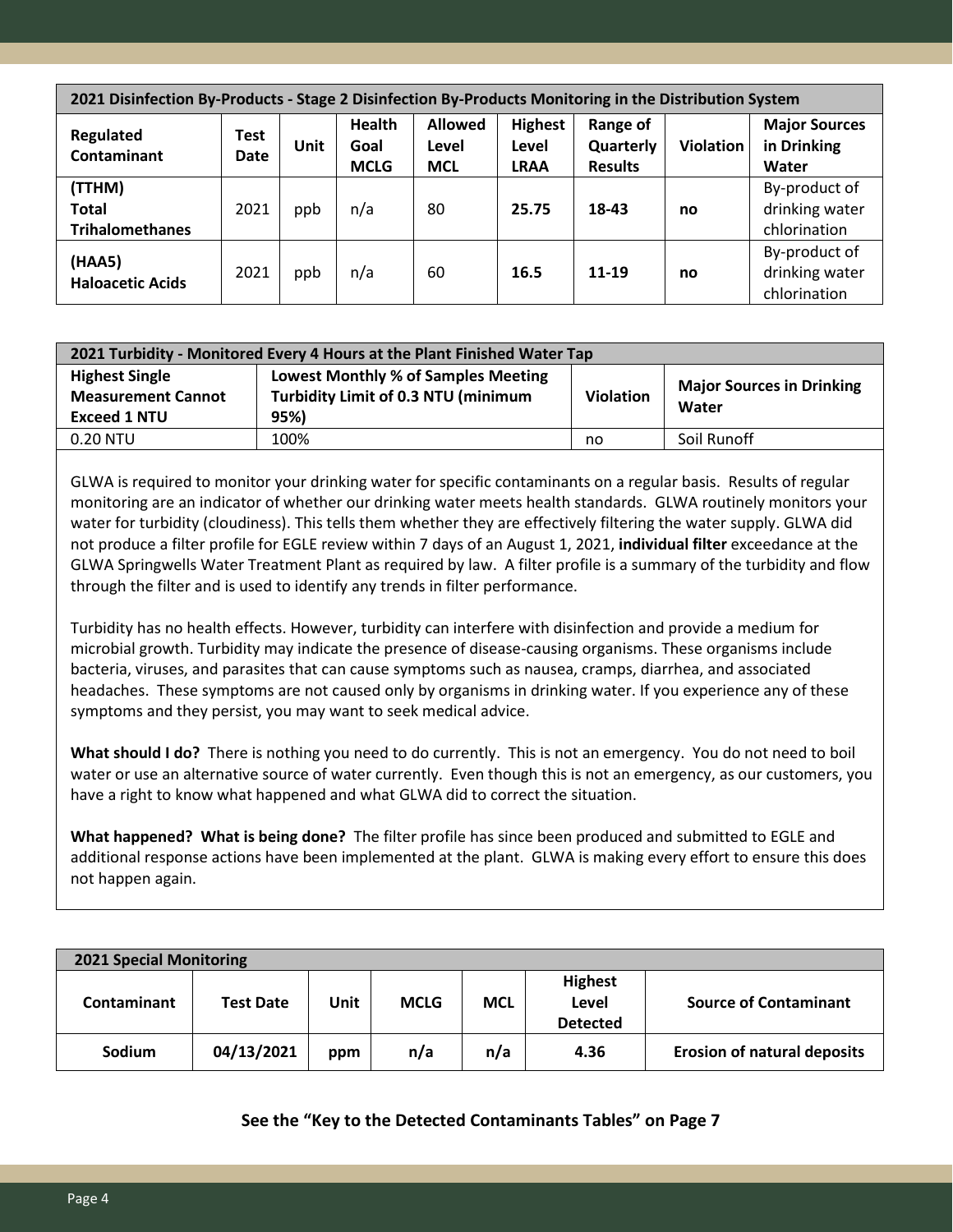| 2021 Disinfection By-Products - Stage 2 Disinfection By-Products Monitoring in the Distribution System | | | | | | | | |
|---|---|---|---|---|---|---|---|---|
| **Regulated Contaminant** | **Test Date** | **Unit** | **Health Goal MCLG** | **Allowed Level MCL** | **Highest Level LRAA** | **Range of Quarterly Results** | **Violation** | **Major Sources in Drinking Water** |
| **(TTHM) Total Trihalomethanes** | 2021 | ppb | n/a | 80 | **25.75** | **18-43** | **no** | By-product of drinking water chlorination |
| **(HAA5) Haloacetic Acids** | 2021 | ppb | n/a | 60 | **16.5** | **11-19** | **no** | By-product of drinking water chlorination |

| 2021 Turbidity - Monitored Every 4 Hours at the Plant Finished Water Tap | | | |
|---|---|---|---|
| **Highest Single Measurement Cannot Exceed 1 NTU** | **Lowest Monthly % of Samples Meeting Turbidity Limit of 0.3 NTU (minimum 95%)** | **Violation** | **Major Sources in Drinking Water** |
| 0.20 NTU | 100% | no | Soil Runoff |

GLWA is required to monitor your drinking water for specific contaminants on a regular basis. Results of regular monitoring are an indicator of whether our drinking water meets health standards. GLWA routinely monitors your water for turbidity (cloudiness). This tells them whether they are effectively filtering the water supply. GLWA did not produce a filter profile for EGLE review within 7 days of an August 1, 2021, **individual filter** exceedance at the GLWA Springwells Water Treatment Plant as required by law. A filter profile is a summary of the turbidity and flow through the filter and is used to identify any trends in filter performance.

Turbidity has no health effects. However, turbidity can interfere with disinfection and provide a medium for microbial growth. Turbidity may indicate the presence of disease-causing organisms. These organisms include bacteria, viruses, and parasites that can cause symptoms such as nausea, cramps, diarrhea, and associated headaches. These symptoms are not caused only by organisms in drinking water. If you experience any of these symptoms and they persist, you may want to seek medical advice.

**What should I do?** There is nothing you need to do currently. This is not an emergency. You do not need to boil water or use an alternative source of water currently. Even though this is not an emergency, as our customers, you have a right to know what happened and what GLWA did to correct the situation.

**What happened? What is being done?** The filter profile has since been produced and submitted to EGLE and additional response actions have been implemented at the plant. GLWA is making every effort to ensure this does not happen again.

| 2021 Special Monitoring | | | | | | |
|---|---|---|---|---|---|---|
| **Contaminant** | **Test Date** | **Unit** | **MCLG** | **MCL** | **Highest Level Detected** | **Source of Contaminant** |
| **Sodium** | **04/13/2021** | **ppm** | **n/a** | **n/a** | **4.36** | **Erosion of natural deposits** |

**See the "Key to the Detected Contaminants Tables" on Page 7**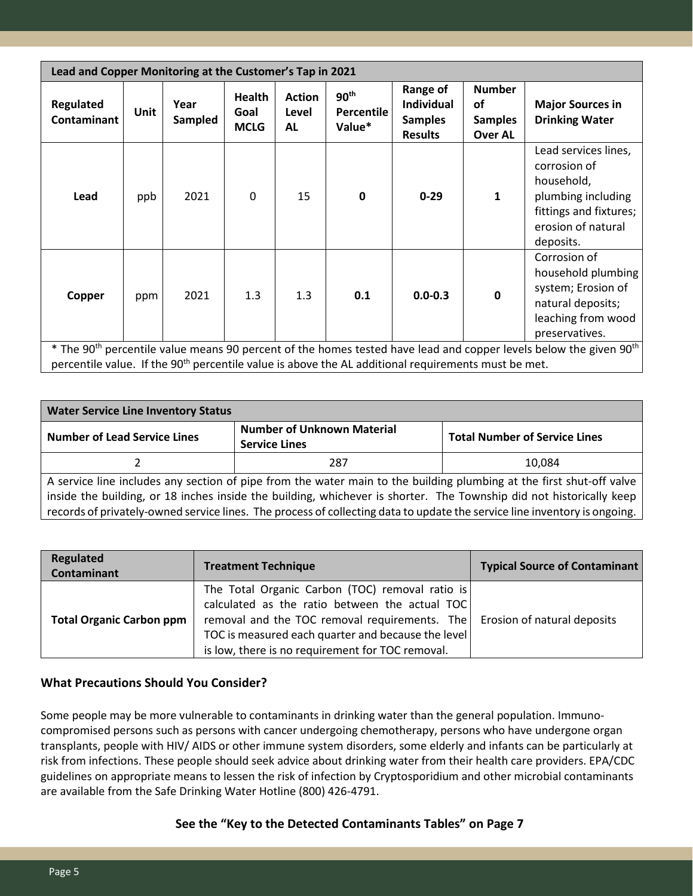| Lead and Copper Monitoring at the Customer's Tap in 2021 | | | | | | | | |
|---|---|---|---|---|---|---|---|---|
| **Regulated Contaminant** | **Unit** | **Year Sampled** | **Health Goal MCLG** | **Action Level AL** | **$90^{th}$ Percentile Value*** | **Range of Individual Samples Results** | **Number of Samples Over AL** | **Major Sources in Drinking Water** |
| **Lead** | ppb | 2021 | 0 | 15 | **0** | **0-29** | **1** | Lead services lines, corrosion of household, plumbing including fittings and fixtures; erosion of natural deposits. |
| **Copper** | ppm | 2021 | 1.3 | 1.3 | **0.1** | **0.0-0.3** | **0** | Corrosion of household plumbing system; Erosion of natural deposits; leaching from wood preservatives. |

* The $90^{th}$ percentile value means 90 percent of the homes tested have lead and copper levels below the given $90^{th}$ percentile value. If the $90^{th}$ percentile value is above the AL additional requirements must be met.

| Water Service Line Inventory Status | | |
|---|---|---|
| **Number of Lead Service Lines** | **Number of Unknown Material Service Lines** | **Total Number of Service Lines** |
| 2 | 287 | 10,084 |

A service line includes any section of pipe from the water main to the building plumbing at the first shut-off valve inside the building, or 18 inches inside the building, whichever is shorter. The Township did not historically keep records of privately-owned service lines. The process of collecting data to update the service line inventory is ongoing.

| Regulated Contaminant | Treatment Technique | Typical Source of Contaminant |
|---|---|---|
| **Total Organic Carbon ppm** | The Total Organic Carbon (TOC) removal ratio is calculated as the ratio between the actual TOC removal and the TOC removal requirements. The TOC is measured each quarter and because the level is low, there is no requirement for TOC removal. | Erosion of natural deposits |

### What Precautions Should You Consider?

Some people may be more vulnerable to contaminants in drinking water than the general population. Immuno-compromised persons such as persons with cancer undergoing chemotherapy, persons who have undergone organ transplants, people with HIV/ AIDS or other immune system disorders, some elderly and infants can be particularly at risk from infections. These people should seek advice about drinking water from their health care providers. EPA/CDC guidelines on appropriate means to lessen the risk of infection by Cryptosporidium and other microbial contaminants are available from the Safe Drinking Water Hotline (800) 426-4791.

**See the "Key to the Detected Contaminants Tables" on Page 7**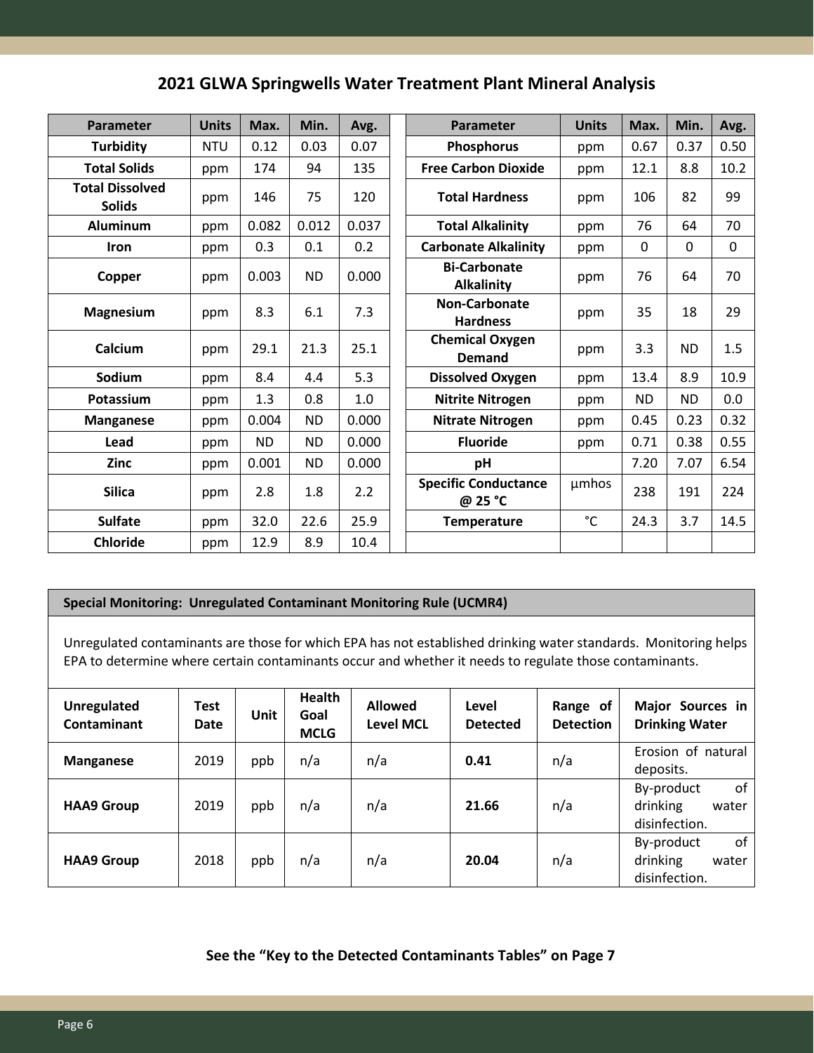## 2021 GLWA Springwells Water Treatment Plant Mineral Analysis

| Parameter | Units | Max. | Min. | Avg. |
|---|---|---|---|---|
| Turbidity | NTU | 0.12 | 0.03 | 0.07 |
| Total Solids | ppm | 174 | 94 | 135 |
| Total Dissolved Solids | ppm | 146 | 75 | 120 |
| Aluminum | ppm | 0.082 | 0.012 | 0.037 |
| Iron | ppm | 0.3 | 0.1 | 0.2 |
| Copper | ppm | 0.003 | ND | 0.000 |
| Magnesium | ppm | 8.3 | 6.1 | 7.3 |
| Calcium | ppm | 29.1 | 21.3 | 25.1 |
| Sodium | ppm | 8.4 | 4.4 | 5.3 |
| Potassium | ppm | 1.3 | 0.8 | 1.0 |
| Manganese | ppm | 0.004 | ND | 0.000 |
| Lead | ppm | ND | ND | 0.000 |
| Zinc | ppm | 0.001 | ND | 0.000 |
| Silica | ppm | 2.8 | 1.8 | 2.2 |
| Sulfate | ppm | 32.0 | 22.6 | 25.9 |
| Chloride | ppm | 12.9 | 8.9 | 10.4 |

| Parameter | Units | Max. | Min. | Avg. |
|---|---|---|---|---|
| Phosphorus | ppm | 0.67 | 0.37 | 0.50 |
| Free Carbon Dioxide | ppm | 12.1 | 8.8 | 10.2 |
| Total Hardness | ppm | 106 | 82 | 99 |
| Total Alkalinity | ppm | 76 | 64 | 70 |
| Carbonate Alkalinity | ppm | 0 | 0 | 0 |
| Bi-Carbonate Alkalinity | ppm | 76 | 64 | 70 |
| Non-Carbonate Hardness | ppm | 35 | 18 | 29 |
| Chemical Oxygen Demand | ppm | 3.3 | ND | 1.5 |
| Dissolved Oxygen | ppm | 13.4 | 8.9 | 10.9 |
| Nitrite Nitrogen | ppm | ND | ND | 0.0 |
| Nitrate Nitrogen | ppm | 0.45 | 0.23 | 0.32 |
| Fluoride | ppm | 0.71 | 0.38 | 0.55 |
| pH | | 7.20 | 7.07 | 6.54 |
| Specific Conductance @ 25 °C | µmhos | 238 | 191 | 224 |
| Temperature | °C | 24.3 | 3.7 | 14.5 |

**Special Monitoring: Unregulated Contaminant Monitoring Rule (UCMR4)**

Unregulated contaminants are those for which EPA has not established drinking water standards. Monitoring helps EPA to determine where certain contaminants occur and whether it needs to regulate those contaminants.

| Unregulated Contaminant | Test Date | Unit | Health Goal MCLG | Allowed Level MCL | Level Detected | Range of Detection | Major Sources in Drinking Water |
|---|---|---|---|---|---|---|---|
| **Manganese** | 2019 | ppb | n/a | n/a | **0.41** | n/a | Erosion of natural deposits. |
| **HAA9 Group** | 2019 | ppb | n/a | n/a | **21.66** | n/a | By-product of drinking water disinfection. |
| **HAA9 Group** | 2018 | ppb | n/a | n/a | **20.04** | n/a | By-product of drinking water disinfection. |

**See the "Key to the Detected Contaminants Tables" on Page 7**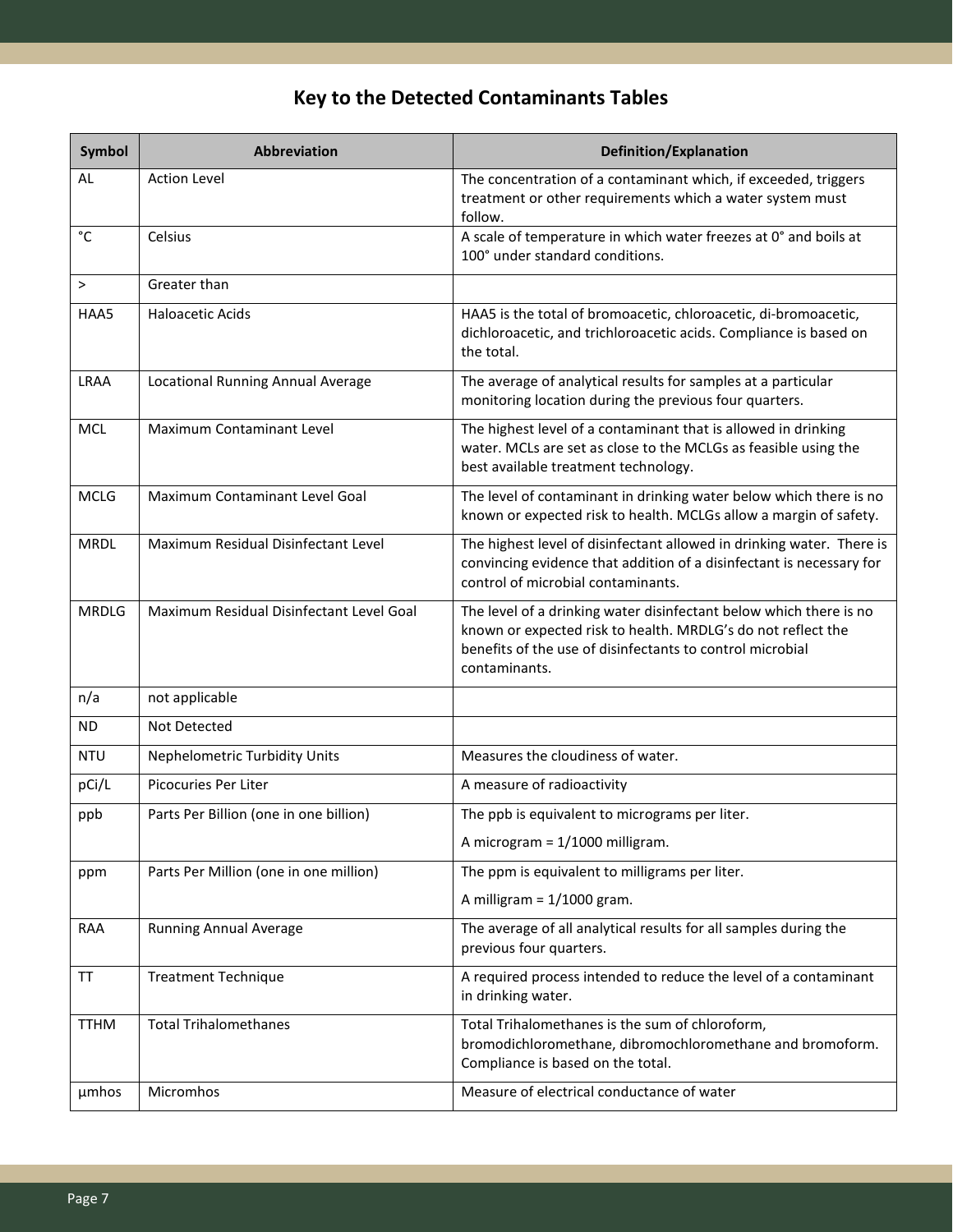## Key to the Detected Contaminants Tables

| Symbol | Abbreviation | Definition/Explanation |
|---|---|---|
| AL | Action Level | The concentration of a contaminant which, if exceeded, triggers treatment or other requirements which a water system must follow. |
| °C | Celsius | A scale of temperature in which water freezes at 0° and boils at 100° under standard conditions. |
| > | Greater than | |
| HAA5 | Haloacetic Acids | HAA5 is the total of bromoacetic, chloroacetic, di-bromoacetic, dichloroacetic, and trichloroacetic acids. Compliance is based on the total. |
| LRAA | Locational Running Annual Average | The average of analytical results for samples at a particular monitoring location during the previous four quarters. |
| MCL | Maximum Contaminant Level | The highest level of a contaminant that is allowed in drinking water. MCLs are set as close to the MCLGs as feasible using the best available treatment technology. |
| MCLG | Maximum Contaminant Level Goal | The level of contaminant in drinking water below which there is no known or expected risk to health. MCLGs allow a margin of safety. |
| MRDL | Maximum Residual Disinfectant Level | The highest level of disinfectant allowed in drinking water. There is convincing evidence that addition of a disinfectant is necessary for control of microbial contaminants. |
| MRDLG | Maximum Residual Disinfectant Level Goal | The level of a drinking water disinfectant below which there is no known or expected risk to health. MRDLG's do not reflect the benefits of the use of disinfectants to control microbial contaminants. |
| n/a | not applicable | |
| ND | Not Detected | |
| NTU | Nephelometric Turbidity Units | Measures the cloudiness of water. |
| pCi/L | Picocuries Per Liter | A measure of radioactivity |
| ppb | Parts Per Billion (one in one billion) | The ppb is equivalent to micrograms per liter. A microgram = 1/1000 milligram. |
| ppm | Parts Per Million (one in one million) | The ppm is equivalent to milligrams per liter. A milligram = 1/1000 gram. |
| RAA | Running Annual Average | The average of all analytical results for all samples during the previous four quarters. |
| TT | Treatment Technique | A required process intended to reduce the level of a contaminant in drinking water. |
| TTHM | Total Trihalomethanes | Total Trihalomethanes is the sum of chloroform, bromodichloromethane, dibromochloromethane and bromoform. Compliance is based on the total. |
| µmhos | Micromhos | Measure of electrical conductance of water |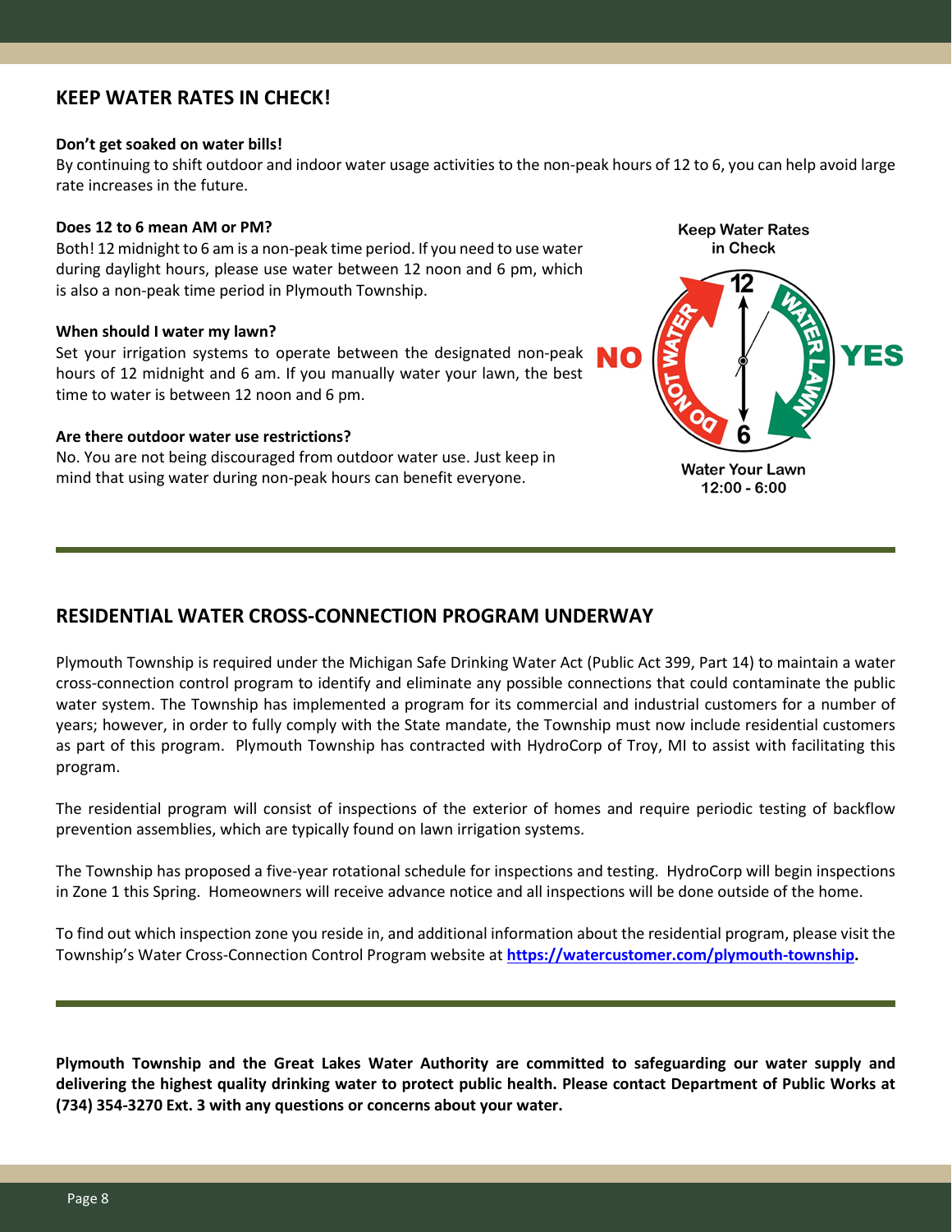## KEEP WATER RATES IN CHECK!

**Don't get soaked on water bills!**

By continuing to shift outdoor and indoor water usage activities to the non-peak hours of 12 to 6, you can help avoid large rate increases in the future.

**Does 12 to 6 mean AM or PM?**

Both! 12 midnight to 6 am is a non-peak time period. If you need to use water during daylight hours, please use water between 12 noon and 6 pm, which is also a non-peak time period in Plymouth Township.

**When should I water my lawn?**

Set your irrigation systems to operate between the designated non-peak hours of 12 midnight and 6 am. If you manually water your lawn, the best time to water is between 12 noon and 6 pm.

**Are there outdoor water use restrictions?**

No. You are not being discouraged from outdoor water use. Just keep in mind that using water during non-peak hours can benefit everyone.

Keep Water Rates in Check

NO

DO NOT WATER

12

6

WATER LAWN

YES

Water Your Lawn 12:00 - 6:00

## RESIDENTIAL WATER CROSS-CONNECTION PROGRAM UNDERWAY

Plymouth Township is required under the Michigan Safe Drinking Water Act (Public Act 399, Part 14) to maintain a water cross-connection control program to identify and eliminate any possible connections that could contaminate the public water system. The Township has implemented a program for its commercial and industrial customers for a number of years; however, in order to fully comply with the State mandate, the Township must now include residential customers as part of this program. Plymouth Township has contracted with HydroCorp of Troy, MI to assist with facilitating this program.

The residential program will consist of inspections of the exterior of homes and require periodic testing of backflow prevention assemblies, which are typically found on lawn irrigation systems.

The Township has proposed a five-year rotational schedule for inspections and testing. HydroCorp will begin inspections in Zone 1 this Spring. Homeowners will receive advance notice and all inspections will be done outside of the home.

To find out which inspection zone you reside in, and additional information about the residential program, please visit the Township's Water Cross-Connection Control Program website at **https://watercustomer.com/plymouth-township.**

**Plymouth Township and the Great Lakes Water Authority are committed to safeguarding our water supply and delivering the highest quality drinking water to protect public health. Please contact Department of Public Works at (734) 354-3270 Ext. 3 with any questions or concerns about your water.**